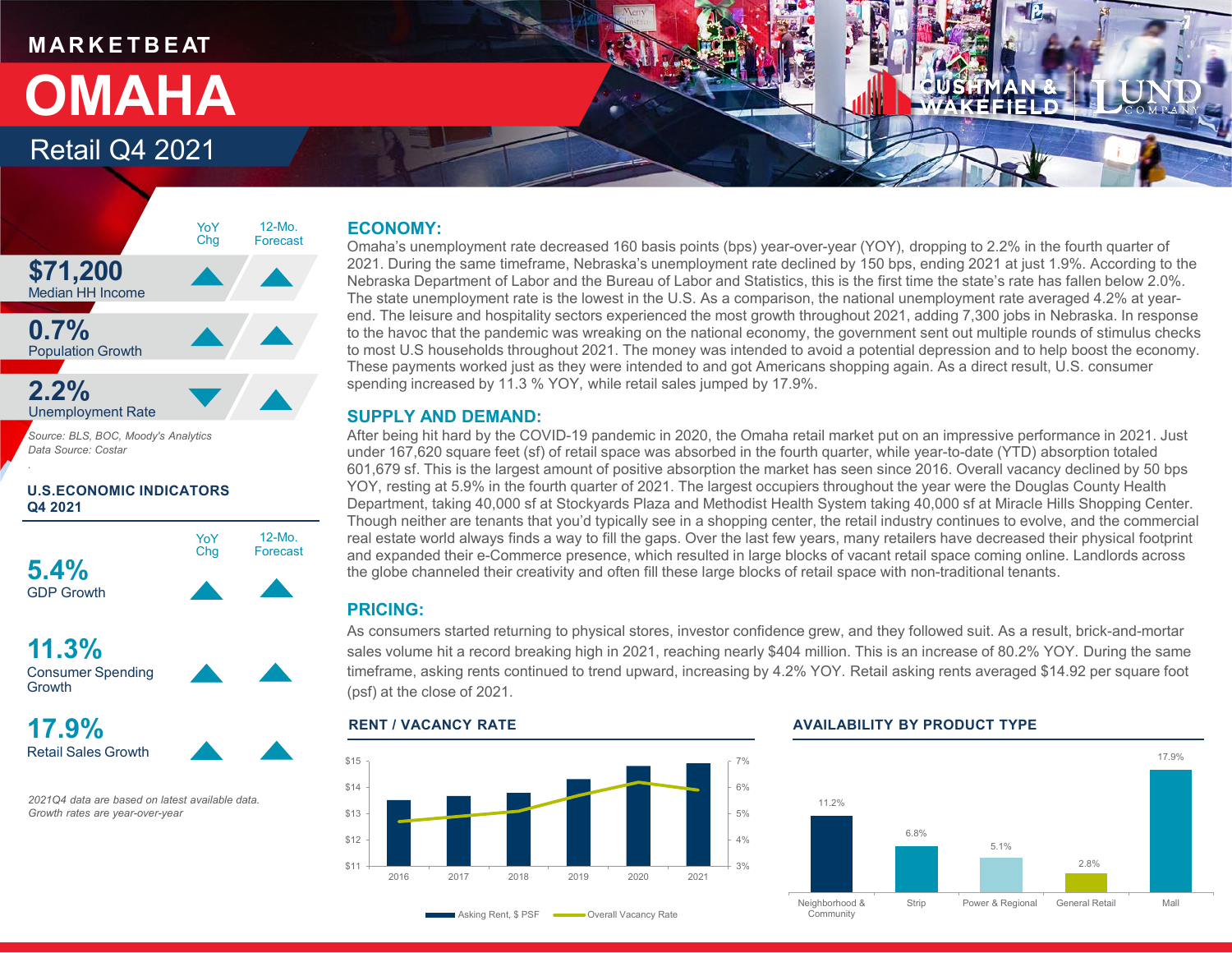MARKETBEAT

# OMAHA

## Retail Q4 2021

| | YoY Chg | 12-Mo. Forecast |
|---|---|---|
| **$71,200** Median HH Income | ▲ | ▲ |
| **0.7%** Population Growth | ▲ | ▲ |
| **2.2%** Unemployment Rate | ▼ | ▲ |

*Source: BLS, BOC, Moody's Analytics*
*Data Source: Costar*

### U.S.ECONOMIC INDICATORS Q4 2021

| | YoY Chg | 12-Mo. Forecast |
|---|---|---|
| **5.4%** GDP Growth | ▲ | ▲ |
| **11.3%** Consumer Spending Growth | ▲ | ▲ |
| **17.9%** Retail Sales Growth | ▲ | ▲ |

*2021Q4 data are based on latest available data. Growth rates are year-over-year*

### ECONOMY:

Omaha's unemployment rate decreased 160 basis points (bps) year-over-year (YOY), dropping to 2.2% in the fourth quarter of 2021. During the same timeframe, Nebraska's unemployment rate declined by 150 bps, ending 2021 at just 1.9%. According to the Nebraska Department of Labor and the Bureau of Labor and Statistics, this is the first time the state's rate has fallen below 2.0%. The state unemployment rate is the lowest in the U.S. As a comparison, the national unemployment rate averaged 4.2% at year-end. The leisure and hospitality sectors experienced the most growth throughout 2021, adding 7,300 jobs in Nebraska. In response to the havoc that the pandemic was wreaking on the national economy, the government sent out multiple rounds of stimulus checks to most U.S households throughout 2021. The money was intended to avoid a potential depression and to help boost the economy. These payments worked just as they were intended to and got Americans shopping again. As a direct result, U.S. consumer spending increased by 11.3 % YOY, while retail sales jumped by 17.9%.

### SUPPLY AND DEMAND:

After being hit hard by the COVID-19 pandemic in 2020, the Omaha retail market put on an impressive performance in 2021. Just under 167,620 square feet (sf) of retail space was absorbed in the fourth quarter, while year-to-date (YTD) absorption totaled 601,679 sf. This is the largest amount of positive absorption the market has seen since 2016. Overall vacancy declined by 50 bps YOY, resting at 5.9% in the fourth quarter of 2021. The largest occupiers throughout the year were the Douglas County Health Department, taking 40,000 sf at Stockyards Plaza and Methodist Health System taking 40,000 sf at Miracle Hills Shopping Center. Though neither are tenants that you'd typically see in a shopping center, the retail industry continues to evolve, and the commercial real estate world always finds a way to fill the gaps. Over the last few years, many retailers have decreased their physical footprint and expanded their e-Commerce presence, which resulted in large blocks of vacant retail space coming online. Landlords across the globe channeled their creativity and often fill these large blocks of retail space with non-traditional tenants.

### PRICING:

As consumers started returning to physical stores, investor confidence grew, and they followed suit. As a result, brick-and-mortar sales volume hit a record breaking high in 2021, reaching nearly $404 million. This is an increase of 80.2% YOY. During the same timeframe, asking rents continued to trend upward, increasing by 4.2% YOY. Retail asking rents averaged $14.92 per square foot (psf) at the close of 2021.

### RENT / VACANCY RATE

Legend: Asking Rent, $ PSF; Overall Vacancy Rate

Years: 2016, 2017, 2018, 2019, 2020, 2021

### AVAILABILITY BY PRODUCT TYPE

| Neighborhood & Community | Strip | Power & Regional | General Retail | Mall |
|---|---|---|---|---|
| 11.2% | 6.8% | 5.1% | 2.8% | 17.9% |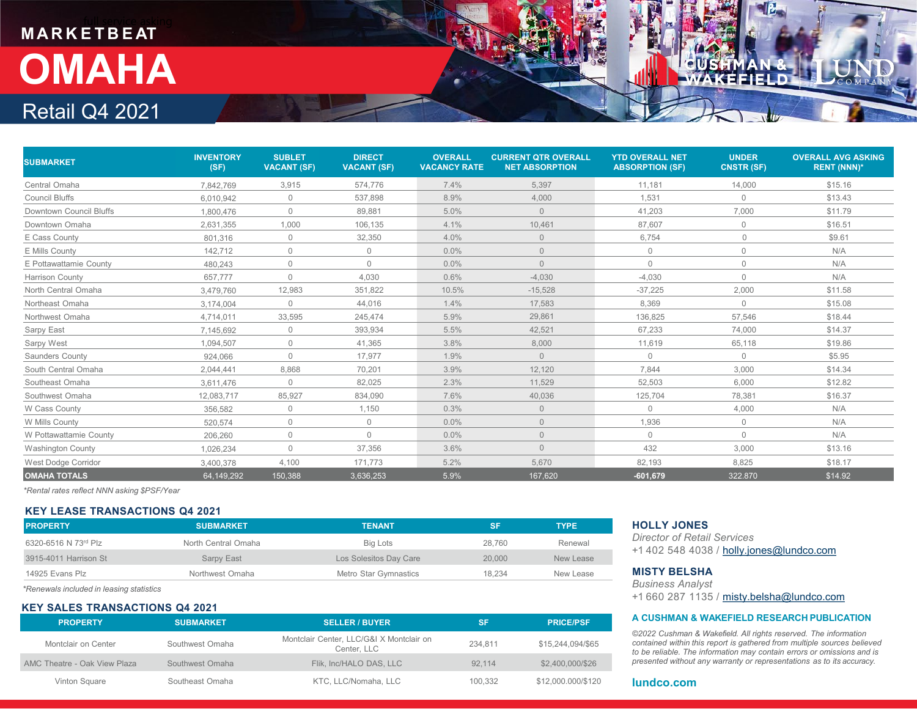# MARKETBEAT

# OMAHA

## Retail Q4 2021

| SUBMARKET | INVENTORY (SF) | SUBLET VACANT (SF) | DIRECT VACANT (SF) | OVERALL VACANCY RATE | CURRENT QTR OVERALL NET ABSORPTION | YTD OVERALL NET ABSORPTION (SF) | UNDER CNSTR (SF) | OVERALL AVG ASKING RENT (NNN)* |
|---|---|---|---|---|---|---|---|---|
| Central Omaha | 7,842,769 | 3,915 | 574,776 | 7.4% | 5,397 | 11,181 | 14,000 | $15.16 |
| Council Bluffs | 6,010,942 | 0 | 537,898 | 8.9% | 4,000 | 1,531 | 0 | $13.43 |
| Downtown Council Bluffs | 1,800,476 | 0 | 89,881 | 5.0% | 0 | 41,203 | 7,000 | $11.79 |
| Downtown Omaha | 2,631,355 | 1,000 | 106,135 | 4.1% | 10,461 | 87,607 | 0 | $16.51 |
| E Cass County | 801,316 | 0 | 32,350 | 4.0% | 0 | 6,754 | 0 | $9.61 |
| E Mills County | 142,712 | 0 | 0 | 0.0% | 0 | 0 | 0 | N/A |
| E Pottawattamie County | 480,243 | 0 | 0 | 0.0% | 0 | 0 | 0 | N/A |
| Harrison County | 657,777 | 0 | 4,030 | 0.6% | -4,030 | -4,030 | 0 | N/A |
| North Central Omaha | 3,479,760 | 12,983 | 351,822 | 10.5% | -15,528 | -37,225 | 2,000 | $11.58 |
| Northeast Omaha | 3,174,004 | 0 | 44,016 | 1.4% | 17,583 | 8,369 | 0 | $15.08 |
| Northwest Omaha | 4,714,011 | 33,595 | 245,474 | 5.9% | 29,861 | 136,825 | 57,546 | $18.44 |
| Sarpy East | 7,145,692 | 0 | 393,934 | 5.5% | 42,521 | 67,233 | 74,000 | $14.37 |
| Sarpy West | 1,094,507 | 0 | 41,365 | 3.8% | 8,000 | 11,619 | 65,118 | $19.86 |
| Saunders County | 924,066 | 0 | 17,977 | 1.9% | 0 | 0 | 0 | $5.95 |
| South Central Omaha | 2,044,441 | 8,868 | 70,201 | 3.9% | 12,120 | 7,844 | 3,000 | $14.34 |
| Southeast Omaha | 3,611,476 | 0 | 82,025 | 2.3% | 11,529 | 52,503 | 6,000 | $12.82 |
| Southwest Omaha | 12,083,717 | 85,927 | 834,090 | 7.6% | 40,036 | 125,704 | 78,381 | $16.37 |
| W Cass County | 356,582 | 0 | 1,150 | 0.3% | 0 | 0 | 4,000 | N/A |
| W Mills County | 520,574 | 0 | 0 | 0.0% | 0 | 1,936 | 0 | N/A |
| W Pottawattamie County | 206,260 | 0 | 0 | 0.0% | 0 | 0 | 0 | N/A |
| Washington County | 1,026,234 | 0 | 37,356 | 3.6% | 0 | 432 | 3,000 | $13.16 |
| West Dodge Corridor | 3,400,378 | 4,100 | 171,773 | 5.2% | 5,670 | 82,193 | 8,825 | $18.17 |
| **OMAHA TOTALS** | 64,149,292 | 150,388 | 3,636,253 | 5.9% | 167,620 | **-601,679** | 322.870 | $14.92 |

*Rental rates reflect NNN asking $PSF/Year

### KEY LEASE TRANSACTIONS Q4 2021

| PROPERTY | SUBMARKET | TENANT | SF | TYPE |
|---|---|---|---|---|
| 6320-6516 N 73rd Plz | North Central Omaha | Big Lots | 28,760 | Renewal |
| 3915-4011 Harrison St | Sarpy East | Los Solesitos Day Care | 20,000 | New Lease |
| 14925 Evans Plz | Northwest Omaha | Metro Star Gymnastics | 18,234 | New Lease |

*Renewals included in leasing statistics

### KEY SALES TRANSACTIONS Q4 2021

| PROPERTY | SUBMARKET | SELLER / BUYER | SF | PRICE/PSF |
|---|---|---|---|---|
| Montclair on Center | Southwest Omaha | Montclair Center, LLC/G&I X Montclair on Center, LLC | 234,811 | $15,244,094/$65 |
| AMC Theatre - Oak View Plaza | Southwest Omaha | Flik, Inc/HALO DAS, LLC | 92,114 | $2,400,000/$26 |
| Vinton Square | Southeast Omaha | KTC, LLC/Nomaha, LLC | 100,332 | $12,000.000/$120 |

**HOLLY JONES**
*Director of Retail Services*
+1 402 548 4038 / holly.jones@lundco.com

**MISTY BELSHA**
*Business Analyst*
+1 660 287 1135 / misty.belsha@lundco.com

**A CUSHMAN & WAKEFIELD RESEARCH PUBLICATION**

*©2022 Cushman & Wakefield. All rights reserved. The information contained within this report is gathered from multiple sources believed to be reliable. The information may contain errors or omissions and is presented without any warranty or representations as to its accuracy.*

**lundco.com**